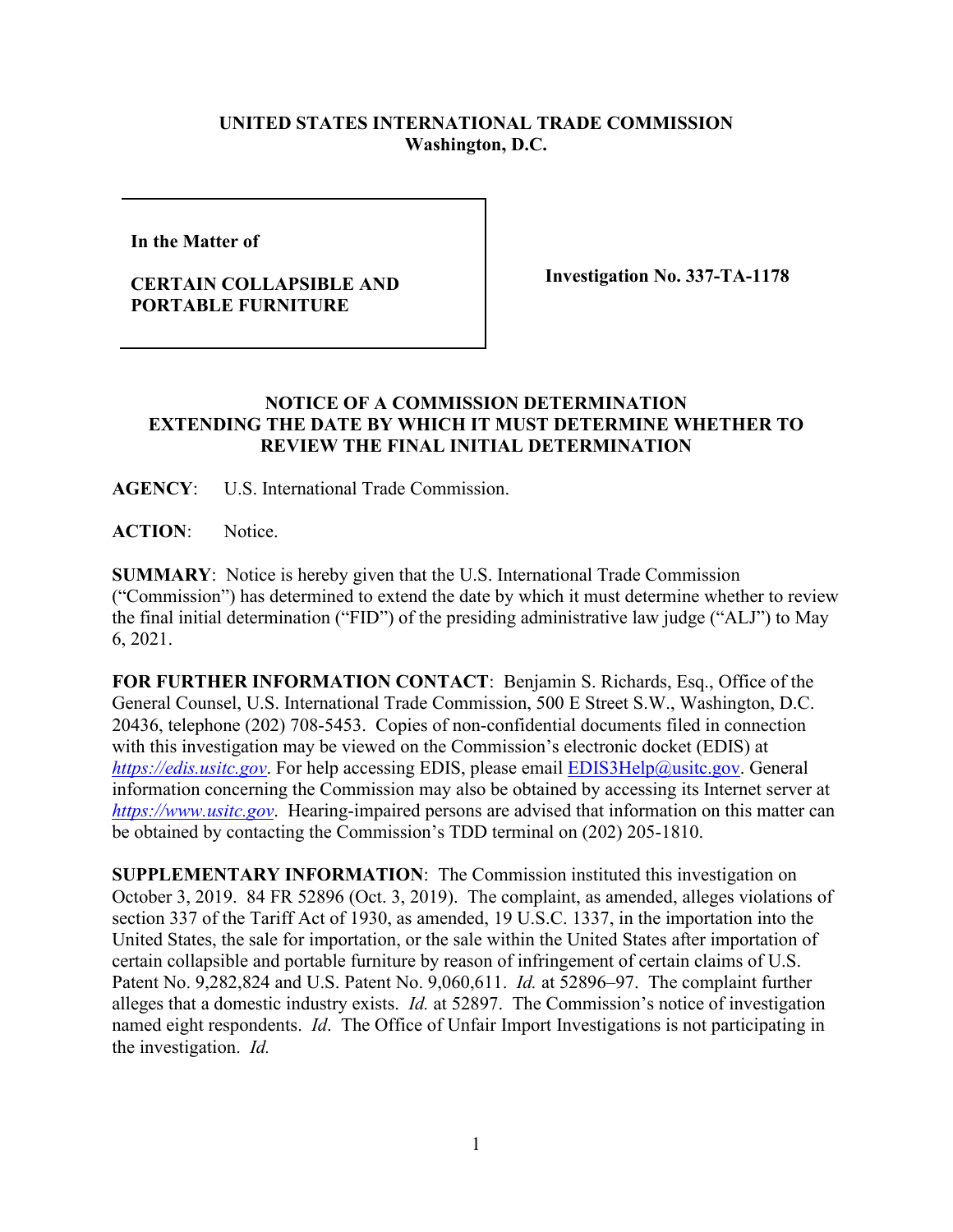**UNITED STATES INTERNATIONAL TRADE COMMISSION**
**Washington, D.C.**

| | |
|---|---|
| **In the Matter of**<br><br>**CERTAIN COLLAPSIBLE AND PORTABLE FURNITURE** | **Investigation No. 337-TA-1178** |

**NOTICE OF A COMMISSION DETERMINATION EXTENDING THE DATE BY WHICH IT MUST DETERMINE WHETHER TO REVIEW THE FINAL INITIAL DETERMINATION**

**AGENCY**: U.S. International Trade Commission.

**ACTION**: Notice.

**SUMMARY**: Notice is hereby given that the U.S. International Trade Commission ("Commission") has determined to extend the date by which it must determine whether to review the final initial determination ("FID") of the presiding administrative law judge ("ALJ") to May 6, 2021.

**FOR FURTHER INFORMATION CONTACT**: Benjamin S. Richards, Esq., Office of the General Counsel, U.S. International Trade Commission, 500 E Street S.W., Washington, D.C. 20436, telephone (202) 708-5453. Copies of non-confidential documents filed in connection with this investigation may be viewed on the Commission's electronic docket (EDIS) at *https://edis.usitc.gov*. For help accessing EDIS, please email EDIS3Help@usitc.gov. General information concerning the Commission may also be obtained by accessing its Internet server at *https://www.usitc.gov*. Hearing-impaired persons are advised that information on this matter can be obtained by contacting the Commission's TDD terminal on (202) 205-1810.

**SUPPLEMENTARY INFORMATION**: The Commission instituted this investigation on October 3, 2019. 84 FR 52896 (Oct. 3, 2019). The complaint, as amended, alleges violations of section 337 of the Tariff Act of 1930, as amended, 19 U.S.C. 1337, in the importation into the United States, the sale for importation, or the sale within the United States after importation of certain collapsible and portable furniture by reason of infringement of certain claims of U.S. Patent No. 9,282,824 and U.S. Patent No. 9,060,611. *Id.* at 52896–97. The complaint further alleges that a domestic industry exists. *Id.* at 52897. The Commission's notice of investigation named eight respondents. *Id*. The Office of Unfair Import Investigations is not participating in the investigation. *Id.*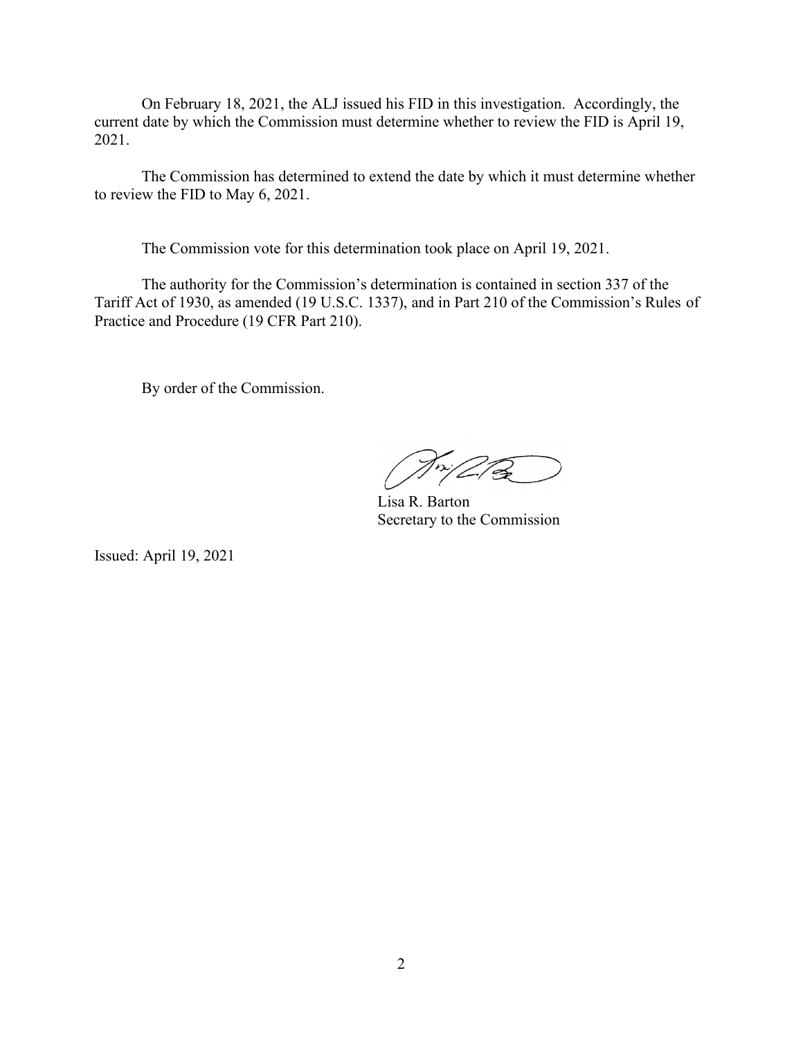On February 18, 2021, the ALJ issued his FID in this investigation. Accordingly, the current date by which the Commission must determine whether to review the FID is April 19, 2021.

The Commission has determined to extend the date by which it must determine whether to review the FID to May 6, 2021.

The Commission vote for this determination took place on April 19, 2021.

The authority for the Commission's determination is contained in section 337 of the Tariff Act of 1930, as amended (19 U.S.C. 1337), and in Part 210 of the Commission's Rules of Practice and Procedure (19 CFR Part 210).

By order of the Commission.

Lisa R. Barton
Secretary to the Commission

Issued: April 19, 2021